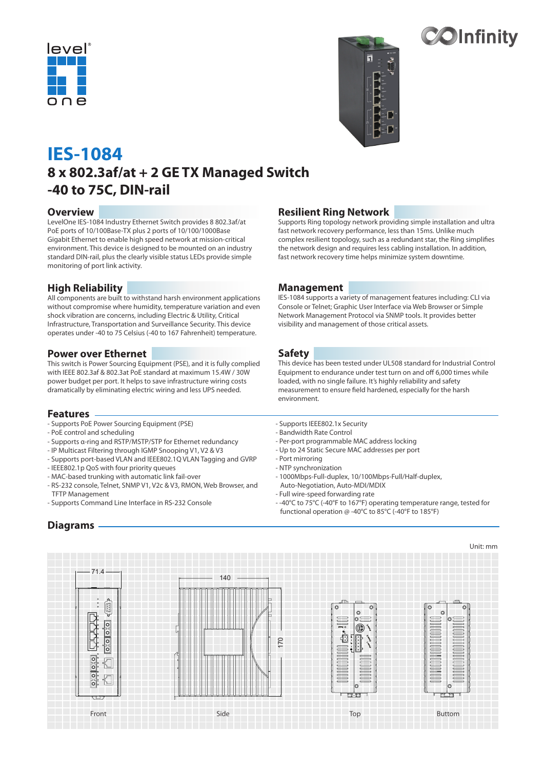# IES-1084

## 8 x 802.3af/at + 2 GE TX Managed Switch -40 to 75C, DIN-rail

### Overview

LevelOne IES-1084 Industry Ethernet Switch provides 8 802.3af/at PoE ports of 10/100Base-TX plus 2 ports of 10/100/1000Base Gigabit Ethernet to enable high speed network at mission-critical environment. This device is designed to be mounted on an industry standard DIN-rail, plus the clearly visible status LEDs provide simple monitoring of port link activity.

### High Reliability

All components are built to withstand harsh environment applications without compromise where humidity, temperature variation and even shock vibration are concerns, including Electric & Utility, Critical Infrastructure, Transportation and Surveillance Security. This device operates under -40 to 75 Celsius (-40 to 167 Fahrenheit) temperature.

### Power over Ethernet

This switch is Power Sourcing Equipment (PSE), and it is fully complied with IEEE 802.3af & 802.3at PoE standard at maximum 15.4W / 30W power budget per port. It helps to save infrastructure wiring costs dramatically by eliminating electric wiring and less UPS needed.

### Resilient Ring Network

Supports Ring topology network providing simple installation and ultra fast network recovery performance, less than 15ms. Unlike much complex resilient topology, such as a redundant star, the Ring simplifies the network design and requires less cabling installation. In addition, fast network recovery time helps minimize system downtime.

### Management

IES-1084 supports a variety of management features including: CLI via Console or Telnet; Graphic User Interface via Web Browser or Simple Network Management Protocol via SNMP tools. It provides better visibility and management of those critical assets.

### Safety

This device has been tested under UL508 standard for Industrial Control Equipment to endurance under test turn on and off 6,000 times while loaded, with no single failure. It's highly reliability and safety measurement to ensure field hardened, especially for the harsh environment.

### Features

- Supports PoE Power Sourcing Equipment (PSE)
- PoE control and scheduling
- Supports α-ring and RSTP/MSTP/STP for Ethernet redundancy
- IP Multicast Filtering through IGMP Snooping V1, V2 & V3
- Supports port-based VLAN and IEEE802.1Q VLAN Tagging and GVRP
- IEEE802.1p QoS with four priority queues
- MAC-based trunking with automatic link fail-over
- RS-232 console, Telnet, SNMP V1, V2c & V3, RMON, Web Browser, and TFTP Management
- Supports Command Line Interface in RS-232 Console
- Supports IEEE802.1x Security
- Bandwidth Rate Control
- Per-port programmable MAC address locking
- Up to 24 Static Secure MAC addresses per port
- Port mirroring
- NTP synchronization
- 1000Mbps-Full-duplex, 10/100Mbps-Full/Half-duplex, Auto-Negotiation, Auto-MDI/MDIX
- Full wire-speed forwarding rate
- -40°C to 75°C (-40°F to 167°F) operating temperature range, tested for functional operation @ -40°C to 85°C (-40°F to 185°F)

### Diagrams

Unit: mm

71.4 — 140 — 170

Front | Side | Top | Buttom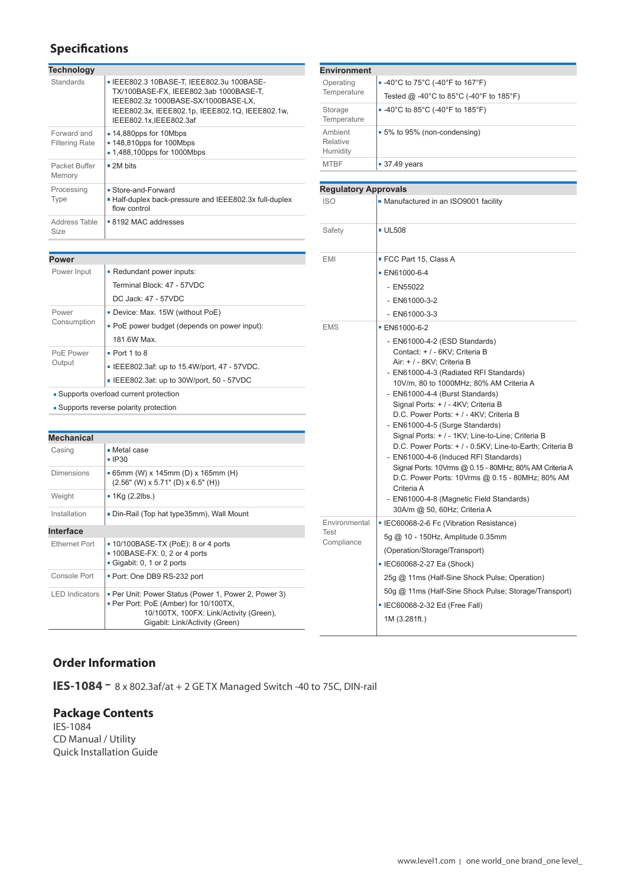## Specifications

### Technology

| | |
|---|---|
| Standards | ▪ IEEE802.3 10BASE-T, IEEE802.3u 100BASE-TX/100BASE-FX, IEEE802.3ab 1000BASE-T, IEEE802.3z 1000BASE-SX/1000BASE-LX, IEEE802.3x, IEEE802.1p, IEEE802.1Q, IEEE802.1w, IEEE802.1x,IEEE802.3af |
| Forward and Filtering Rate | ▪ 14,880pps for 10Mbps<br>▪ 148,810pps for 100Mbps<br>▪ 1,488,100pps for 1000Mbps |
| Packet Buffer Memory | ▪ 2M bits |
| Processing Type | ▪ Store-and-Forward<br>▪ Half-duplex back-pressure and IEEE802.3x full-duplex flow control |
| Address Table Size | ▪ 8192 MAC addresses |

### Power

| | |
|---|---|
| Power Input | ▪ Redundant power inputs:<br>Terminal Block: 47 - 57VDC<br>DC Jack: 47 - 57VDC |
| Power Consumption | ▪ Device: Max. 15W (without PoE)<br>▪ PoE power budget (depends on power input):<br>181.6W Max. |
| PoE Power Output | ▪ Port 1 to 8<br>▪ IEEE802.3af: up to 15.4W/port, 47 - 57VDC.<br>▪ IEEE802.3at: up to 30W/port, 50 - 57VDC |

▪ Supports overload current protection

▪ Supports reverse polarity protection

### Mechanical

| | |
|---|---|
| Casing | ▪ Metal case<br>▪ IP30 |
| Dimensions | ▪ 65mm (W) x 145mm (D) x 165mm (H)<br>(2.56" (W) x 5.71" (D) x 6.5" (H)) |
| Weight | ▪ 1Kg (2.2lbs.) |
| Installation | ▪ Din-Rail (Top hat type35mm), Wall Mount |

### Interface

| | |
|---|---|
| Ethernet Port | ▪ 10/100BASE-TX (PoE): 8 or 4 ports<br>▪ 100BASE-FX: 0, 2 or 4 ports<br>▪ Gigabit: 0, 1 or 2 ports |
| Console Port | ▪ Port: One DB9 RS-232 port |
| LED Indicators | ▪ Per Unit: Power Status (Power 1, Power 2, Power 3)<br>▪ Per Port: PoE (Amber) for 10/100TX,<br>10/100TX, 100FX: Link/Activity (Green),<br>Gigabit: Link/Activity (Green) |

### Environment

| | |
|---|---|
| Operating Temperature | ▪ -40°C to 75°C (-40°F to 167°F)<br>Tested @ -40°C to 85°C (-40°F to 185°F) |
| Storage Temperature | ▪ -40°C to 85°C (-40°F to 185°F) |
| Ambient Relative Humidity | ▪ 5% to 95% (non-condensing) |
| MTBF | ▪ 37.49 years |

### Regulatory Approvals

| | |
|---|---|
| ISO | ▪ Manufactured in an ISO9001 facility |
| Safety | ▪ UL508 |
| EMI | ▪ FCC Part 15, Class A<br>▪ EN61000-6-4<br>- EN55022<br>- EN61000-3-2<br>- EN61000-3-3 |
| EMS | ▪ EN61000-6-2<br>- EN61000-4-2 (ESD Standards)<br>Contact: + / - 6KV; Criteria B<br>Air: + / - 8KV; Criteria B<br>- EN61000-4-3 (Radiated RFI Standards)<br>10V/m, 80 to 1000MHz; 80% AM Criteria A<br>- EN61000-4-4 (Burst Standards)<br>Signal Ports: + / - 4KV; Criteria B<br>D.C. Power Ports: + / - 4KV; Criteria B<br>- EN61000-4-5 (Surge Standards)<br>Signal Ports: + / - 1KV; Line-to-Line; Criteria B<br>D.C. Power Ports: + / - 0.5KV; Line-to-Earth; Criteria B<br>- EN61000-4-6 (Induced RFI Standards)<br>Signal Ports: 10Vrms @ 0.15 - 80MHz; 80% AM Criteria A<br>D.C. Power Ports: 10Vrms @ 0.15 - 80MHz; 80% AM Criteria A<br>- EN61000-4-8 (Magnetic Field Standards)<br>30A/m @ 50, 60Hz; Criteria A |
| Environmental Test Compliance | ▪ IEC60068-2-6 Fc (Vibration Resistance)<br>5g @ 10 - 150Hz, Amplitude 0.35mm<br>(Operation/Storage/Transport)<br>▪ IEC60068-2-27 Ea (Shock)<br>25g @ 11ms (Half-Sine Shock Pulse; Operation)<br>50g @ 11ms (Half-Sine Shock Pulse; Storage/Transport)<br>▪ IEC60068-2-32 Ed (Free Fall)<br>1M (3.281ft.) |

## Order Information

**IES-1084** – 8 x 802.3af/at + 2 GE TX Managed Switch -40 to 75C, DIN-rail

## Package Contents

IES-1084
CD Manual / Utility
Quick Installation Guide